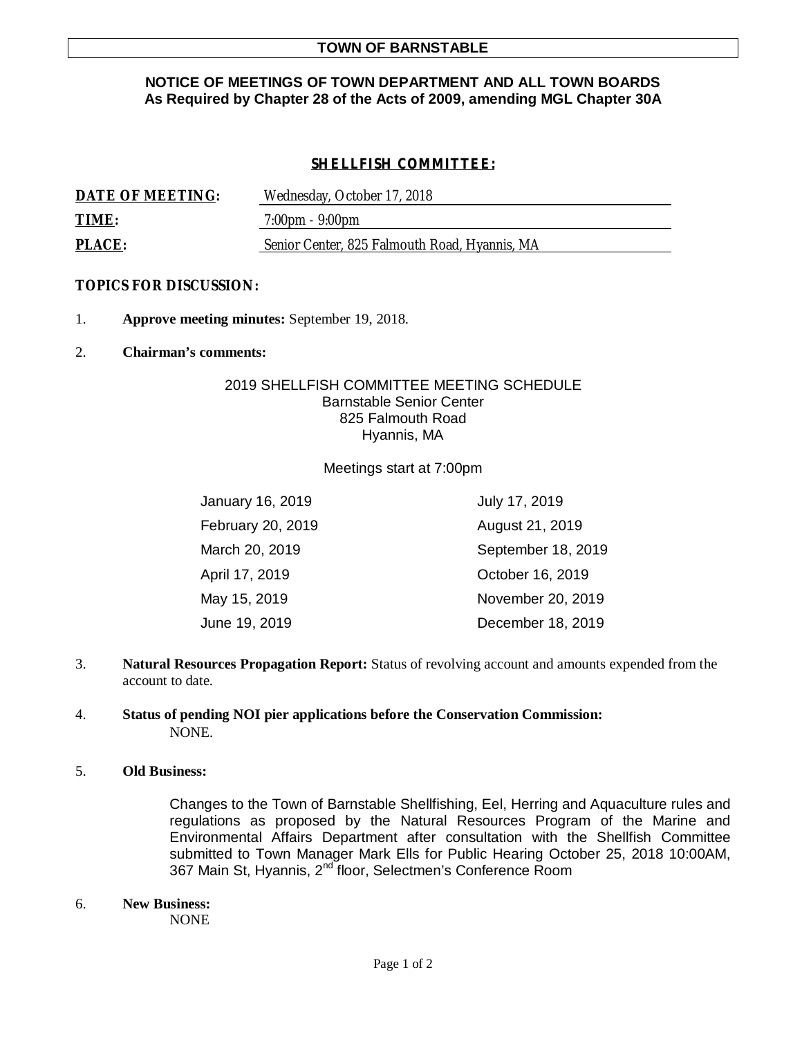# TOWN OF BARNSTABLE

**NOTICE OF MEETINGS OF TOWN DEPARTMENT AND ALL TOWN BOARDS**
**As Required by Chapter 28 of the Acts of 2009, amending MGL Chapter 30A**

## SHELLFISH COMMITTEE:

**DATE OF MEETING:** Wednesday, October 17, 2018

**TIME:** 7:00pm - 9:00pm

**PLACE:** Senior Center, 825 Falmouth Road, Hyannis, MA

**TOPICS FOR DISCUSSION:**

1. **Approve meeting minutes:** September 19, 2018.

2. **Chairman's comments:**

2019 SHELLFISH COMMITTEE MEETING SCHEDULE
Barnstable Senior Center
825 Falmouth Road
Hyannis, MA

Meetings start at 7:00pm

| | |
|---|---|
| January 16, 2019 | July 17, 2019 |
| February 20, 2019 | August 21, 2019 |
| March 20, 2019 | September 18, 2019 |
| April 17, 2019 | October 16, 2019 |
| May 15, 2019 | November 20, 2019 |
| June 19, 2019 | December 18, 2019 |

3. **Natural Resources Propagation Report:** Status of revolving account and amounts expended from the account to date.

4. **Status of pending NOI pier applications before the Conservation Commission:**
   NONE.

5. **Old Business:**

   Changes to the Town of Barnstable Shellfishing, Eel, Herring and Aquaculture rules and regulations as proposed by the Natural Resources Program of the Marine and Environmental Affairs Department after consultation with the Shellfish Committee submitted to Town Manager Mark Ells for Public Hearing October 25, 2018 10:00AM, 367 Main St, Hyannis, 2nd floor, Selectmen's Conference Room

6. **New Business:**
   NONE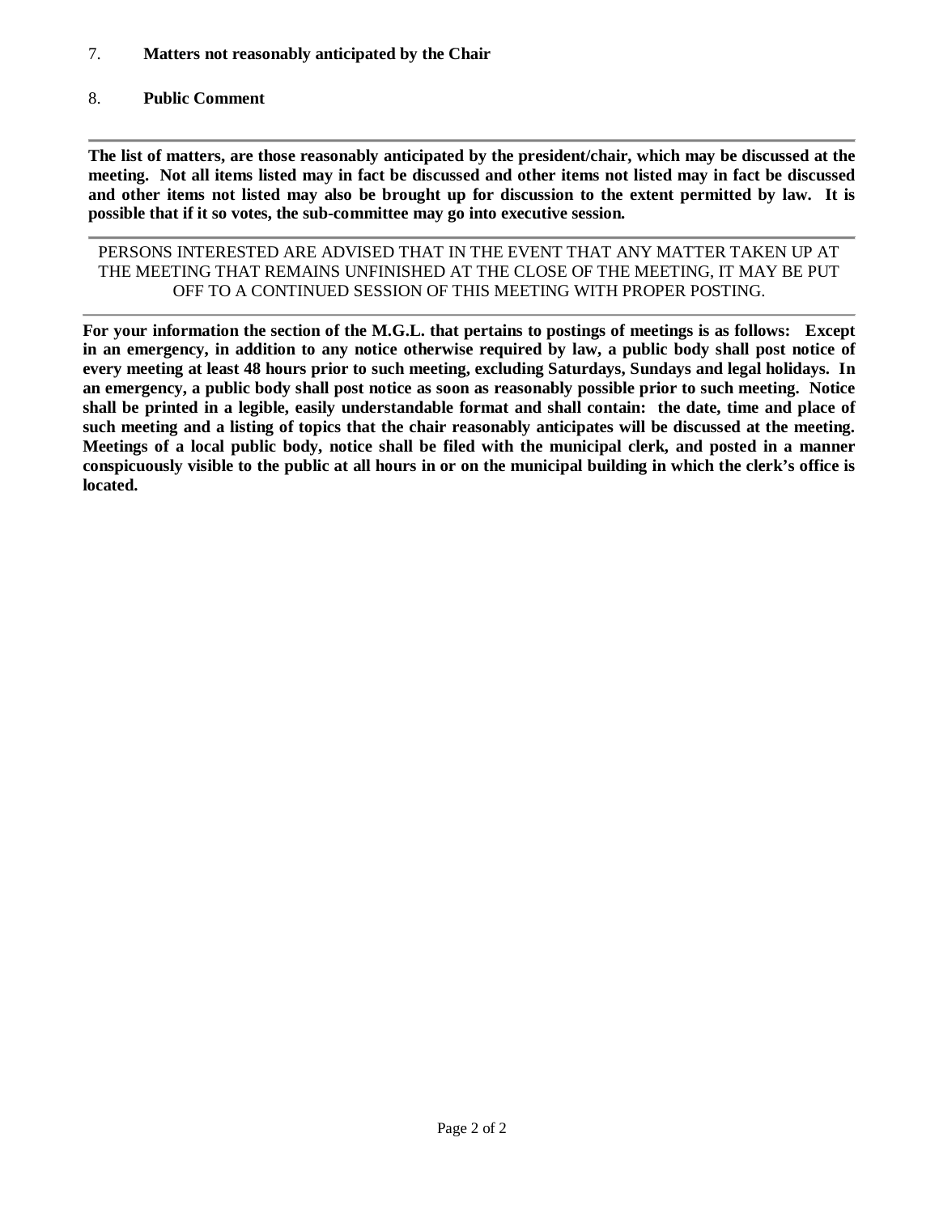7. **Matters not reasonably anticipated by the Chair**

8. **Public Comment**

---

**The list of matters, are those reasonably anticipated by the president/chair, which may be discussed at the meeting. Not all items listed may in fact be discussed and other items not listed may in fact be discussed and other items not listed may also be brought up for discussion to the extent permitted by law. It is possible that if it so votes, the sub-committee may go into executive session.**

---

PERSONS INTERESTED ARE ADVISED THAT IN THE EVENT THAT ANY MATTER TAKEN UP AT THE MEETING THAT REMAINS UNFINISHED AT THE CLOSE OF THE MEETING, IT MAY BE PUT OFF TO A CONTINUED SESSION OF THIS MEETING WITH PROPER POSTING.

---

**For your information the section of the M.G.L. that pertains to postings of meetings is as follows: Except in an emergency, in addition to any notice otherwise required by law, a public body shall post notice of every meeting at least 48 hours prior to such meeting, excluding Saturdays, Sundays and legal holidays. In an emergency, a public body shall post notice as soon as reasonably possible prior to such meeting. Notice shall be printed in a legible, easily understandable format and shall contain: the date, time and place of such meeting and a listing of topics that the chair reasonably anticipates will be discussed at the meeting. Meetings of a local public body, notice shall be filed with the municipal clerk, and posted in a manner conspicuously visible to the public at all hours in or on the municipal building in which the clerk's office is located.**